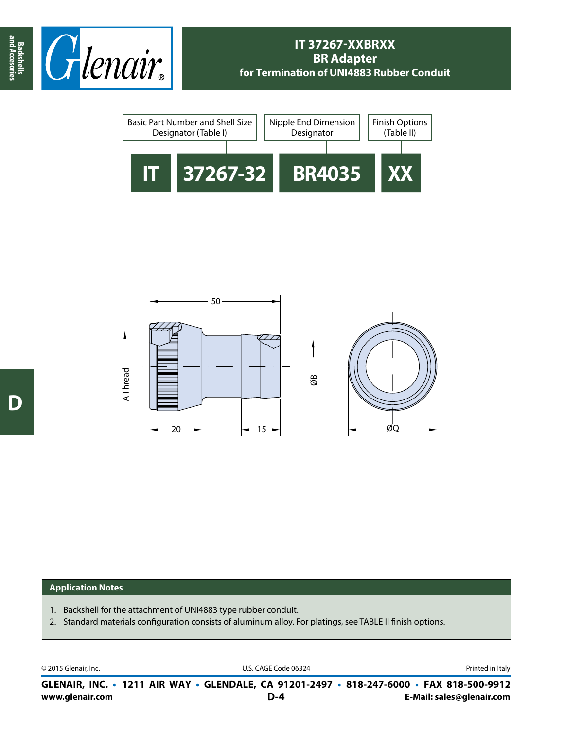# IT 37267-XXBRXX
## BR Adapter
## for Termination of UNI4883 Rubber Conduit

Basic Part Number and Shell Size Designator (Table I)

Nipple End Dimension Designator

Finish Options (Table II)

**IT** **37267-32** **BR4035** **XX**

50

A Thread

ØB

20

15

ØQ

### Application Notes

1. Backshell for the attachment of UNI4883 type rubber conduit.
2. Standard materials configuration consists of aluminum alloy. For platings, see TABLE II finish options.

© 2015 Glenair, Inc. U.S. CAGE Code 06324 Printed in Italy

**GLENAIR, INC. • 1211 AIR WAY • GLENDALE, CA 91201-2497 • 818-247-6000 • FAX 818-500-9912**

**www.glenair.com** **E-Mail: sales@glenair.com**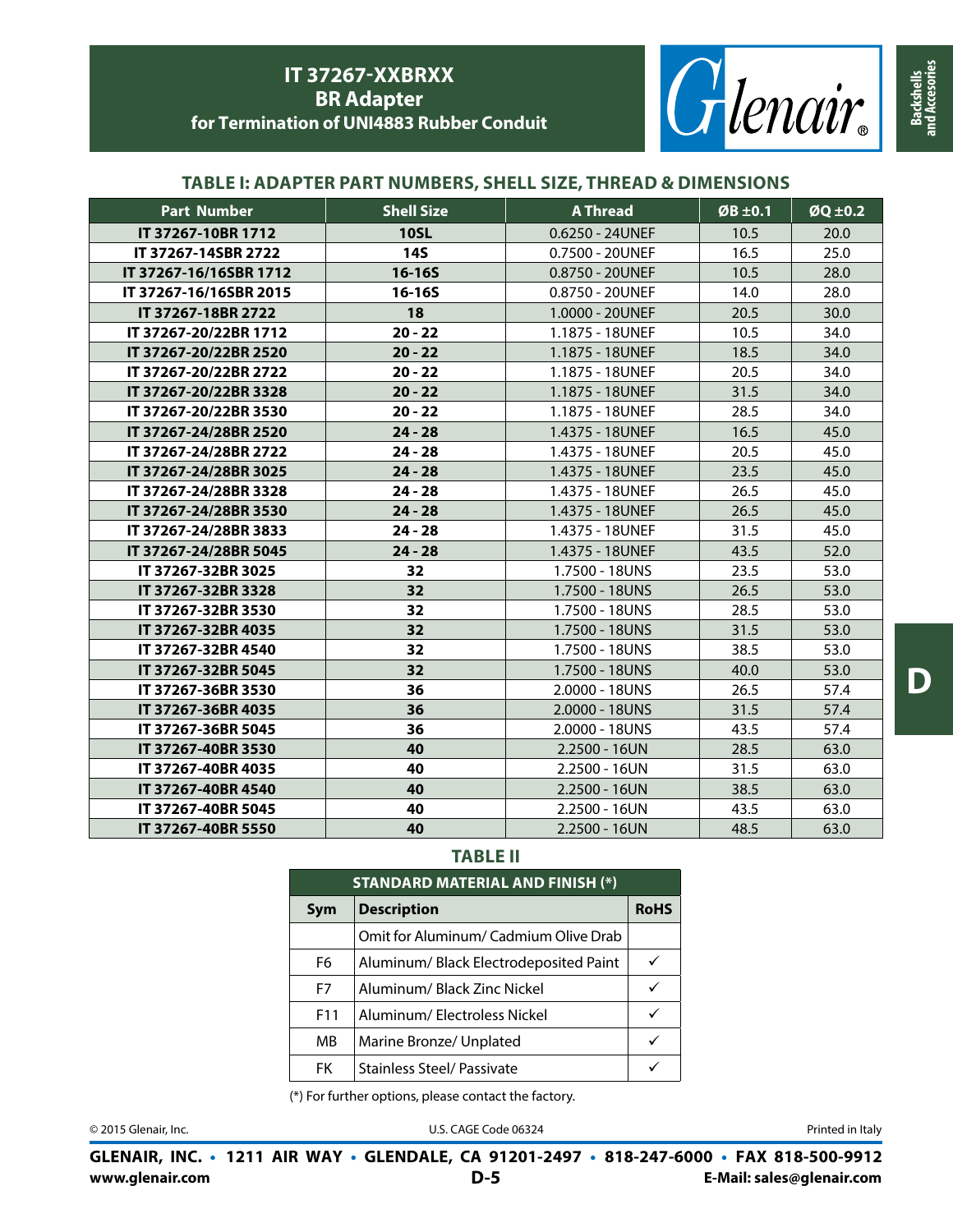# IT 37267-XXBRXX
## BR Adapter
## for Termination of UNI4883 Rubber Conduit

Glenair®

Backshells and Accesories

### TABLE I: ADAPTER PART NUMBERS, SHELL SIZE, THREAD & DIMENSIONS

| Part Number | Shell Size | A Thread | ØB ±0.1 | ØQ ±0.2 |
|---|---|---|---|---|
| **IT 37267-10BR 1712** | **10SL** | 0.6250 - 24UNEF | 10.5 | 20.0 |
| **IT 37267-14SBR 2722** | **14S** | 0.7500 - 20UNEF | 16.5 | 25.0 |
| **IT 37267-16/16SBR 1712** | **16-16S** | 0.8750 - 20UNEF | 10.5 | 28.0 |
| **IT 37267-16/16SBR 2015** | **16-16S** | 0.8750 - 20UNEF | 14.0 | 28.0 |
| **IT 37267-18BR 2722** | **18** | 1.0000 - 20UNEF | 20.5 | 30.0 |
| **IT 37267-20/22BR 1712** | **20 - 22** | 1.1875 - 18UNEF | 10.5 | 34.0 |
| **IT 37267-20/22BR 2520** | **20 - 22** | 1.1875 - 18UNEF | 18.5 | 34.0 |
| **IT 37267-20/22BR 2722** | **20 - 22** | 1.1875 - 18UNEF | 20.5 | 34.0 |
| **IT 37267-20/22BR 3328** | **20 - 22** | 1.1875 - 18UNEF | 31.5 | 34.0 |
| **IT 37267-20/22BR 3530** | **20 - 22** | 1.1875 - 18UNEF | 28.5 | 34.0 |
| **IT 37267-24/28BR 2520** | **24 - 28** | 1.4375 - 18UNEF | 16.5 | 45.0 |
| **IT 37267-24/28BR 2722** | **24 - 28** | 1.4375 - 18UNEF | 20.5 | 45.0 |
| **IT 37267-24/28BR 3025** | **24 - 28** | 1.4375 - 18UNEF | 23.5 | 45.0 |
| **IT 37267-24/28BR 3328** | **24 - 28** | 1.4375 - 18UNEF | 26.5 | 45.0 |
| **IT 37267-24/28BR 3530** | **24 - 28** | 1.4375 - 18UNEF | 26.5 | 45.0 |
| **IT 37267-24/28BR 3833** | **24 - 28** | 1.4375 - 18UNEF | 31.5 | 45.0 |
| **IT 37267-24/28BR 5045** | **24 - 28** | 1.4375 - 18UNEF | 43.5 | 52.0 |
| **IT 37267-32BR 3025** | **32** | 1.7500 - 18UNS | 23.5 | 53.0 |
| **IT 37267-32BR 3328** | **32** | 1.7500 - 18UNS | 26.5 | 53.0 |
| **IT 37267-32BR 3530** | **32** | 1.7500 - 18UNS | 28.5 | 53.0 |
| **IT 37267-32BR 4035** | **32** | 1.7500 - 18UNS | 31.5 | 53.0 |
| **IT 37267-32BR 4540** | **32** | 1.7500 - 18UNS | 38.5 | 53.0 |
| **IT 37267-32BR 5045** | **32** | 1.7500 - 18UNS | 40.0 | 53.0 |
| **IT 37267-36BR 3530** | **36** | 2.0000 - 18UNS | 26.5 | 57.4 |
| **IT 37267-36BR 4035** | **36** | 2.0000 - 18UNS | 31.5 | 57.4 |
| **IT 37267-36BR 5045** | **36** | 2.0000 - 18UNS | 43.5 | 57.4 |
| **IT 37267-40BR 3530** | **40** | 2.2500 - 16UN | 28.5 | 63.0 |
| **IT 37267-40BR 4035** | **40** | 2.2500 - 16UN | 31.5 | 63.0 |
| **IT 37267-40BR 4540** | **40** | 2.2500 - 16UN | 38.5 | 63.0 |
| **IT 37267-40BR 5045** | **40** | 2.2500 - 16UN | 43.5 | 63.0 |
| **IT 37267-40BR 5550** | **40** | 2.2500 - 16UN | 48.5 | 63.0 |

### TABLE II

| STANDARD MATERIAL AND FINISH (*) | | |
|---|---|---|
| **Sym** | **Description** | **RoHS** |
| | Omit for Aluminum/ Cadmium Olive Drab | |
| F6 | Aluminum/ Black Electrodeposited Paint | ✓ |
| F7 | Aluminum/ Black Zinc Nickel | ✓ |
| F11 | Aluminum/ Electroless Nickel | ✓ |
| MB | Marine Bronze/ Unplated | ✓ |
| FK | Stainless Steel/ Passivate | ✓ |

(*) For further options, please contact the factory.

© 2015 Glenair, Inc. U.S. CAGE Code 06324 Printed in Italy

**GLENAIR, INC. • 1211 AIR WAY • GLENDALE, CA 91201-2497 • 818-247-6000 • FAX 818-500-9912**
**www.glenair.com** **E-Mail: sales@glenair.com**